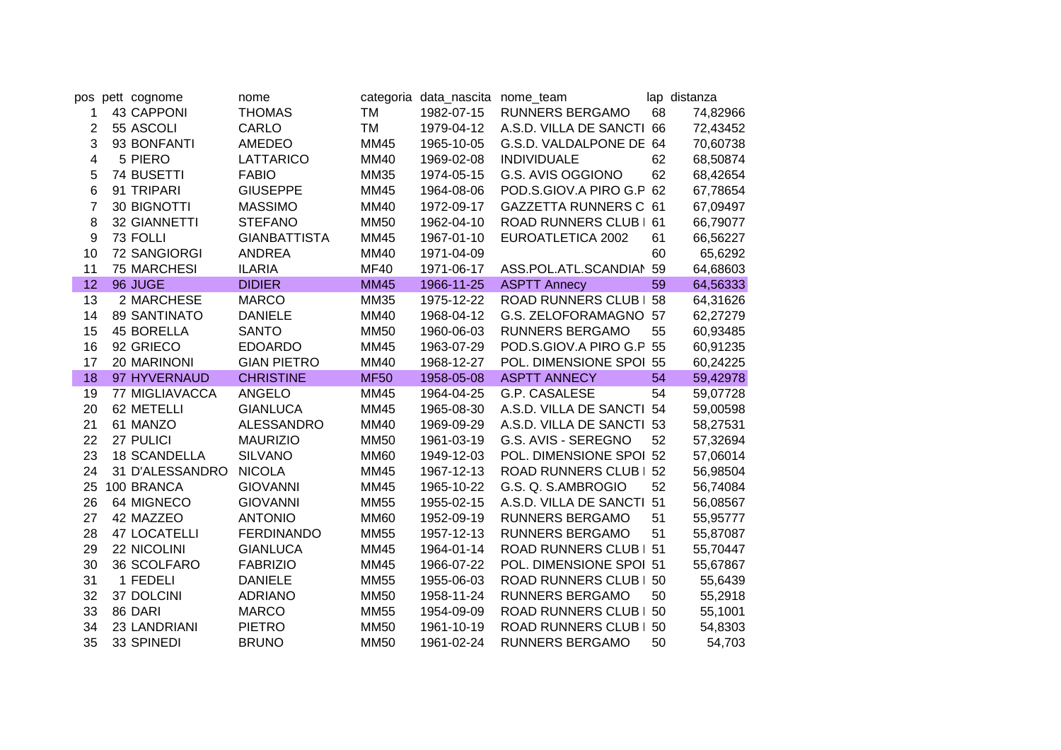| pos | pett | cognome | nome | categoria | data_nascita | nome_team | lap | distanza |
|---|---|---|---|---|---|---|---|---|
| 1 | 43 | CAPPONI | THOMAS | TM | 1982-07-15 | RUNNERS BERGAMO | 68 | 74,82966 |
| 2 | 55 | ASCOLI | CARLO | TM | 1979-04-12 | A.S.D. VILLA DE SANCTI | 66 | 72,43452 |
| 3 | 93 | BONFANTI | AMEDEO | MM45 | 1965-10-05 | G.S.D. VALDALPONE DE | 64 | 70,60738 |
| 4 | 5 | PIERO | LATTARICO | MM40 | 1969-02-08 | INDIVIDUALE | 62 | 68,50874 |
| 5 | 74 | BUSETTI | FABIO | MM35 | 1974-05-15 | G.S. AVIS OGGIONO | 62 | 68,42654 |
| 6 | 91 | TRIPARI | GIUSEPPE | MM45 | 1964-08-06 | POD.S.GIOV.A PIRO G.P | 62 | 67,78654 |
| 7 | 30 | BIGNOTTI | MASSIMO | MM40 | 1972-09-17 | GAZZETTA RUNNERS C | 61 | 67,09497 |
| 8 | 32 | GIANNETTI | STEFANO | MM50 | 1962-04-10 | ROAD RUNNERS CLUB I | 61 | 66,79077 |
| 9 | 73 | FOLLI | GIANBATTISTA | MM45 | 1967-01-10 | EUROATLETICA 2002 | 61 | 66,56227 |
| 10 | 72 | SANGIORGI | ANDREA | MM40 | 1971-04-09 | | 60 | 65,6292 |
| 11 | 75 | MARCHESI | ILARIA | MF40 | 1971-06-17 | ASS.POL.ATL.SCANDIAN | 59 | 64,68603 |
| 12 | 96 | JUGE | DIDIER | MM45 | 1966-11-25 | ASPTT Annecy | 59 | 64,56333 |
| 13 | 2 | MARCHESE | MARCO | MM35 | 1975-12-22 | ROAD RUNNERS CLUB I | 58 | 64,31626 |
| 14 | 89 | SANTINATO | DANIELE | MM40 | 1968-04-12 | G.S. ZELOFORAMAGNO | 57 | 62,27279 |
| 15 | 45 | BORELLA | SANTO | MM50 | 1960-06-03 | RUNNERS BERGAMO | 55 | 60,93485 |
| 16 | 92 | GRIECO | EDOARDO | MM45 | 1963-07-29 | POD.S.GIOV.A PIRO G.P | 55 | 60,91235 |
| 17 | 20 | MARINONI | GIAN PIETRO | MM40 | 1968-12-27 | POL. DIMENSIONE SPOI | 55 | 60,24225 |
| 18 | 97 | HYVERNAUD | CHRISTINE | MF50 | 1958-05-08 | ASPTT ANNECY | 54 | 59,42978 |
| 19 | 77 | MIGLIAVACCA | ANGELO | MM45 | 1964-04-25 | G.P. CASALESE | 54 | 59,07728 |
| 20 | 62 | METELLI | GIANLUCA | MM45 | 1965-08-30 | A.S.D. VILLA DE SANCTI | 54 | 59,00598 |
| 21 | 61 | MANZO | ALESSANDRO | MM40 | 1969-09-29 | A.S.D. VILLA DE SANCTI | 53 | 58,27531 |
| 22 | 27 | PULICI | MAURIZIO | MM50 | 1961-03-19 | G.S. AVIS - SEREGNO | 52 | 57,32694 |
| 23 | 18 | SCANDELLA | SILVANO | MM60 | 1949-12-03 | POL. DIMENSIONE SPOI | 52 | 57,06014 |
| 24 | 31 | D'ALESSANDRO | NICOLA | MM45 | 1967-12-13 | ROAD RUNNERS CLUB I | 52 | 56,98504 |
| 25 | 100 | BRANCA | GIOVANNI | MM45 | 1965-10-22 | G.S. Q. S.AMBROGIO | 52 | 56,74084 |
| 26 | 64 | MIGNECO | GIOVANNI | MM55 | 1955-02-15 | A.S.D. VILLA DE SANCTI | 51 | 56,08567 |
| 27 | 42 | MAZZEO | ANTONIO | MM60 | 1952-09-19 | RUNNERS BERGAMO | 51 | 55,95777 |
| 28 | 47 | LOCATELLI | FERDINANDO | MM55 | 1957-12-13 | RUNNERS BERGAMO | 51 | 55,87087 |
| 29 | 22 | NICOLINI | GIANLUCA | MM45 | 1964-01-14 | ROAD RUNNERS CLUB I | 51 | 55,70447 |
| 30 | 36 | SCOLFARO | FABRIZIO | MM45 | 1966-07-22 | POL. DIMENSIONE SPOI | 51 | 55,67867 |
| 31 | 1 | FEDELI | DANIELE | MM55 | 1955-06-03 | ROAD RUNNERS CLUB I | 50 | 55,6439 |
| 32 | 37 | DOLCINI | ADRIANO | MM50 | 1958-11-24 | RUNNERS BERGAMO | 50 | 55,2918 |
| 33 | 86 | DARI | MARCO | MM55 | 1954-09-09 | ROAD RUNNERS CLUB I | 50 | 55,1001 |
| 34 | 23 | LANDRIANI | PIETRO | MM50 | 1961-10-19 | ROAD RUNNERS CLUB I | 50 | 54,8303 |
| 35 | 33 | SPINEDI | BRUNO | MM50 | 1961-02-24 | RUNNERS BERGAMO | 50 | 54,703 |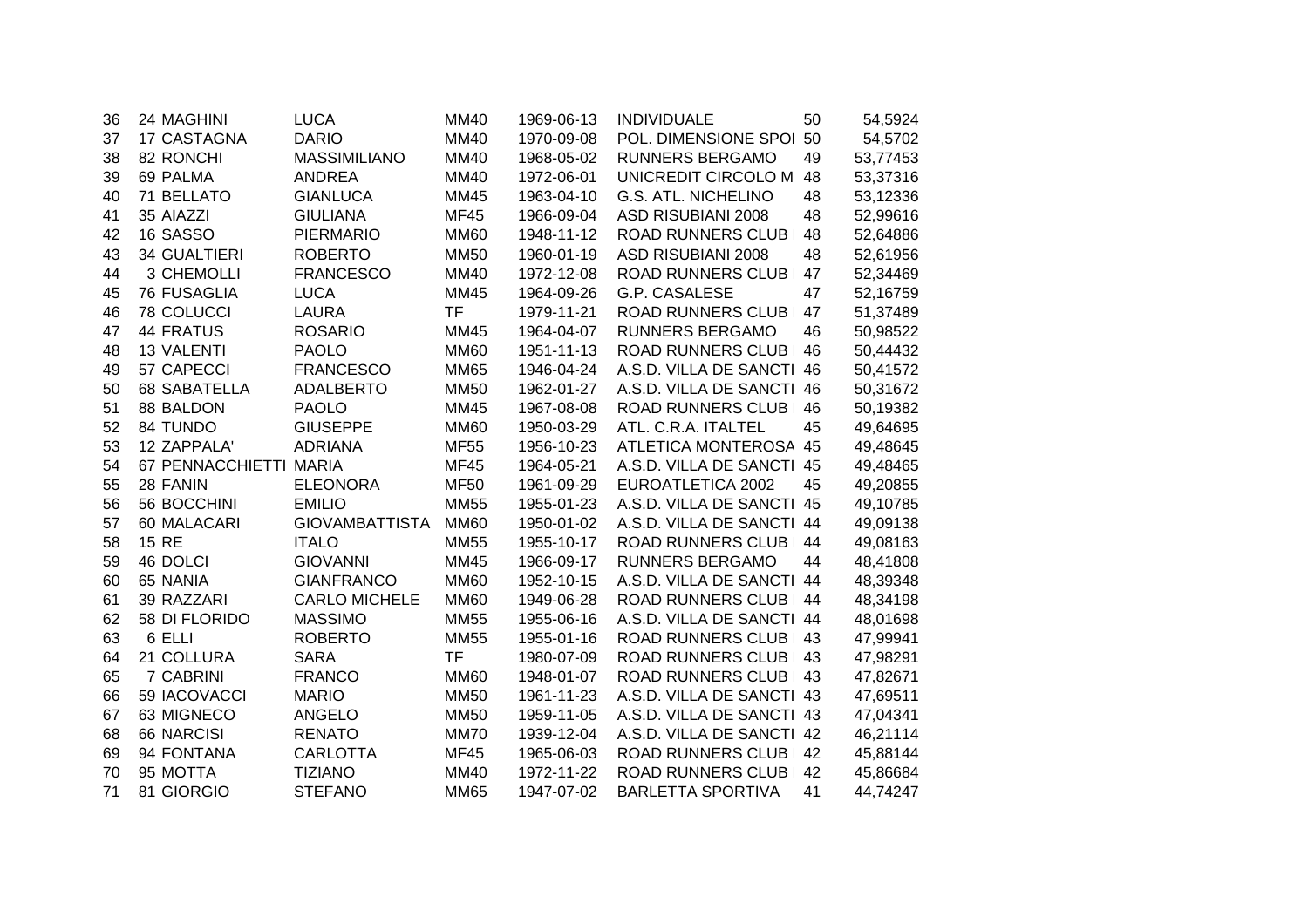| | | | | | | | | |
|---|---|---|---|---|---|---|---|---|
| 36 | 24 | MAGHINI | LUCA | MM40 | 1969-06-13 | INDIVIDUALE | 50 | 54,5924 |
| 37 | 17 | CASTAGNA | DARIO | MM40 | 1970-09-08 | POL. DIMENSIONE SPOI | 50 | 54,5702 |
| 38 | 82 | RONCHI | MASSIMILIANO | MM40 | 1968-05-02 | RUNNERS BERGAMO | 49 | 53,77453 |
| 39 | 69 | PALMA | ANDREA | MM40 | 1972-06-01 | UNICREDIT CIRCOLO M | 48 | 53,37316 |
| 40 | 71 | BELLATO | GIANLUCA | MM45 | 1963-04-10 | G.S. ATL. NICHELINO | 48 | 53,12336 |
| 41 | 35 | AIAZZI | GIULIANA | MF45 | 1966-09-04 | ASD RISUBIANI 2008 | 48 | 52,99616 |
| 42 | 16 | SASSO | PIERMARIO | MM60 | 1948-11-12 | ROAD RUNNERS CLUB I | 48 | 52,64886 |
| 43 | 34 | GUALTIERI | ROBERTO | MM50 | 1960-01-19 | ASD RISUBIANI 2008 | 48 | 52,61956 |
| 44 | 3 | CHEMOLLI | FRANCESCO | MM40 | 1972-12-08 | ROAD RUNNERS CLUB I | 47 | 52,34469 |
| 45 | 76 | FUSAGLIA | LUCA | MM45 | 1964-09-26 | G.P. CASALESE | 47 | 52,16759 |
| 46 | 78 | COLUCCI | LAURA | TF | 1979-11-21 | ROAD RUNNERS CLUB I | 47 | 51,37489 |
| 47 | 44 | FRATUS | ROSARIO | MM45 | 1964-04-07 | RUNNERS BERGAMO | 46 | 50,98522 |
| 48 | 13 | VALENTI | PAOLO | MM60 | 1951-11-13 | ROAD RUNNERS CLUB I | 46 | 50,44432 |
| 49 | 57 | CAPECCI | FRANCESCO | MM65 | 1946-04-24 | A.S.D. VILLA DE SANCTI | 46 | 50,41572 |
| 50 | 68 | SABATELLA | ADALBERTO | MM50 | 1962-01-27 | A.S.D. VILLA DE SANCTI | 46 | 50,31672 |
| 51 | 88 | BALDON | PAOLO | MM45 | 1967-08-08 | ROAD RUNNERS CLUB I | 46 | 50,19382 |
| 52 | 84 | TUNDO | GIUSEPPE | MM60 | 1950-03-29 | ATL. C.R.A. ITALTEL | 45 | 49,64695 |
| 53 | 12 | ZAPPALA' | ADRIANA | MF55 | 1956-10-23 | ATLETICA MONTEROSA | 45 | 49,48645 |
| 54 | 67 | PENNACCHIETTI | MARIA | MF45 | 1964-05-21 | A.S.D. VILLA DE SANCTI | 45 | 49,48465 |
| 55 | 28 | FANIN | ELEONORA | MF50 | 1961-09-29 | EUROATLETICA 2002 | 45 | 49,20855 |
| 56 | 56 | BOCCHINI | EMILIO | MM55 | 1955-01-23 | A.S.D. VILLA DE SANCTI | 45 | 49,10785 |
| 57 | 60 | MALACARI | GIOVAMBATTISTA | MM60 | 1950-01-02 | A.S.D. VILLA DE SANCTI | 44 | 49,09138 |
| 58 | 15 | RE | ITALO | MM55 | 1955-10-17 | ROAD RUNNERS CLUB I | 44 | 49,08163 |
| 59 | 46 | DOLCI | GIOVANNI | MM45 | 1966-09-17 | RUNNERS BERGAMO | 44 | 48,41808 |
| 60 | 65 | NANIA | GIANFRANCO | MM60 | 1952-10-15 | A.S.D. VILLA DE SANCTI | 44 | 48,39348 |
| 61 | 39 | RAZZARI | CARLO MICHELE | MM60 | 1949-06-28 | ROAD RUNNERS CLUB I | 44 | 48,34198 |
| 62 | 58 | DI FLORIDO | MASSIMO | MM55 | 1955-06-16 | A.S.D. VILLA DE SANCTI | 44 | 48,01698 |
| 63 | 6 | ELLI | ROBERTO | MM55 | 1955-01-16 | ROAD RUNNERS CLUB I | 43 | 47,99941 |
| 64 | 21 | COLLURA | SARA | TF | 1980-07-09 | ROAD RUNNERS CLUB I | 43 | 47,98291 |
| 65 | 7 | CABRINI | FRANCO | MM60 | 1948-01-07 | ROAD RUNNERS CLUB I | 43 | 47,82671 |
| 66 | 59 | IACOVACCI | MARIO | MM50 | 1961-11-23 | A.S.D. VILLA DE SANCTI | 43 | 47,69511 |
| 67 | 63 | MIGNECO | ANGELO | MM50 | 1959-11-05 | A.S.D. VILLA DE SANCTI | 43 | 47,04341 |
| 68 | 66 | NARCISI | RENATO | MM70 | 1939-12-04 | A.S.D. VILLA DE SANCTI | 42 | 46,21114 |
| 69 | 94 | FONTANA | CARLOTTA | MF45 | 1965-06-03 | ROAD RUNNERS CLUB I | 42 | 45,88144 |
| 70 | 95 | MOTTA | TIZIANO | MM40 | 1972-11-22 | ROAD RUNNERS CLUB I | 42 | 45,86684 |
| 71 | 81 | GIORGIO | STEFANO | MM65 | 1947-07-02 | BARLETTA SPORTIVA | 41 | 44,74247 |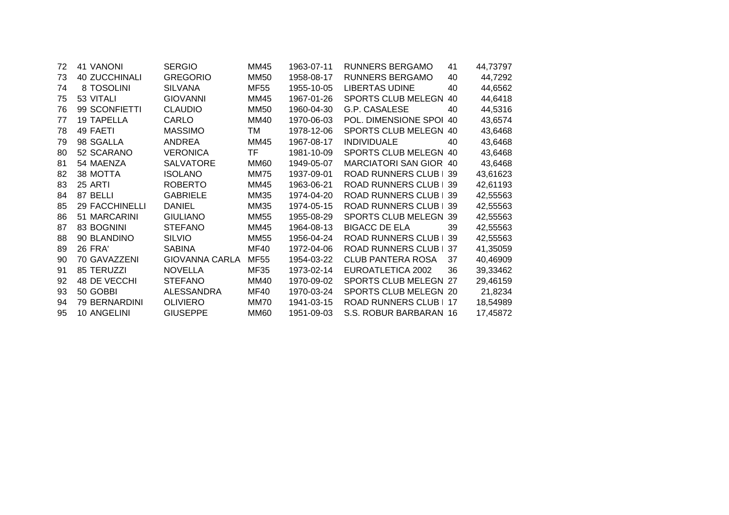| | | | | | | | | |
|---|---|---|---|---|---|---|---|---|
| 72 | 41 | VANONI | SERGIO | MM45 | 1963-07-11 | RUNNERS BERGAMO | 41 | 44,73797 |
| 73 | 40 | ZUCCHINALI | GREGORIO | MM50 | 1958-08-17 | RUNNERS BERGAMO | 40 | 44,7292 |
| 74 | 8 | TOSOLINI | SILVANA | MF55 | 1955-10-05 | LIBERTAS UDINE | 40 | 44,6562 |
| 75 | 53 | VITALI | GIOVANNI | MM45 | 1967-01-26 | SPORTS CLUB MELEGN | 40 | 44,6418 |
| 76 | 99 | SCONFIETTI | CLAUDIO | MM50 | 1960-04-30 | G.P. CASALESE | 40 | 44,5316 |
| 77 | 19 | TAPELLA | CARLO | MM40 | 1970-06-03 | POL. DIMENSIONE SPOI | 40 | 43,6574 |
| 78 | 49 | FAETI | MASSIMO | TM | 1978-12-06 | SPORTS CLUB MELEGN | 40 | 43,6468 |
| 79 | 98 | SGALLA | ANDREA | MM45 | 1967-08-17 | INDIVIDUALE | 40 | 43,6468 |
| 80 | 52 | SCARANO | VERONICA | TF | 1981-10-09 | SPORTS CLUB MELEGN | 40 | 43,6468 |
| 81 | 54 | MAENZA | SALVATORE | MM60 | 1949-05-07 | MARCIATORI SAN GIOR | 40 | 43,6468 |
| 82 | 38 | MOTTA | ISOLANO | MM75 | 1937-09-01 | ROAD RUNNERS CLUB I | 39 | 43,61623 |
| 83 | 25 | ARTI | ROBERTO | MM45 | 1963-06-21 | ROAD RUNNERS CLUB I | 39 | 42,61193 |
| 84 | 87 | BELLI | GABRIELE | MM35 | 1974-04-20 | ROAD RUNNERS CLUB I | 39 | 42,55563 |
| 85 | 29 | FACCHINELLI | DANIEL | MM35 | 1974-05-15 | ROAD RUNNERS CLUB I | 39 | 42,55563 |
| 86 | 51 | MARCARINI | GIULIANO | MM55 | 1955-08-29 | SPORTS CLUB MELEGN | 39 | 42,55563 |
| 87 | 83 | BOGNINI | STEFANO | MM45 | 1964-08-13 | BIGACC DE ELA | 39 | 42,55563 |
| 88 | 90 | BLANDINO | SILVIO | MM55 | 1956-04-24 | ROAD RUNNERS CLUB I | 39 | 42,55563 |
| 89 | 26 | FRA' | SABINA | MF40 | 1972-04-06 | ROAD RUNNERS CLUB I | 37 | 41,35059 |
| 90 | 70 | GAVAZZENI | GIOVANNA CARLA | MF55 | 1954-03-22 | CLUB PANTERA ROSA | 37 | 40,46909 |
| 91 | 85 | TERUZZI | NOVELLA | MF35 | 1973-02-14 | EUROATLETICA 2002 | 36 | 39,33462 |
| 92 | 48 | DE VECCHI | STEFANO | MM40 | 1970-09-02 | SPORTS CLUB MELEGN | 27 | 29,46159 |
| 93 | 50 | GOBBI | ALESSANDRA | MF40 | 1970-03-24 | SPORTS CLUB MELEGN | 20 | 21,8234 |
| 94 | 79 | BERNARDINI | OLIVIERO | MM70 | 1941-03-15 | ROAD RUNNERS CLUB I | 17 | 18,54989 |
| 95 | 10 | ANGELINI | GIUSEPPE | MM60 | 1951-09-03 | S.S. ROBUR BARBARAN | 16 | 17,45872 |